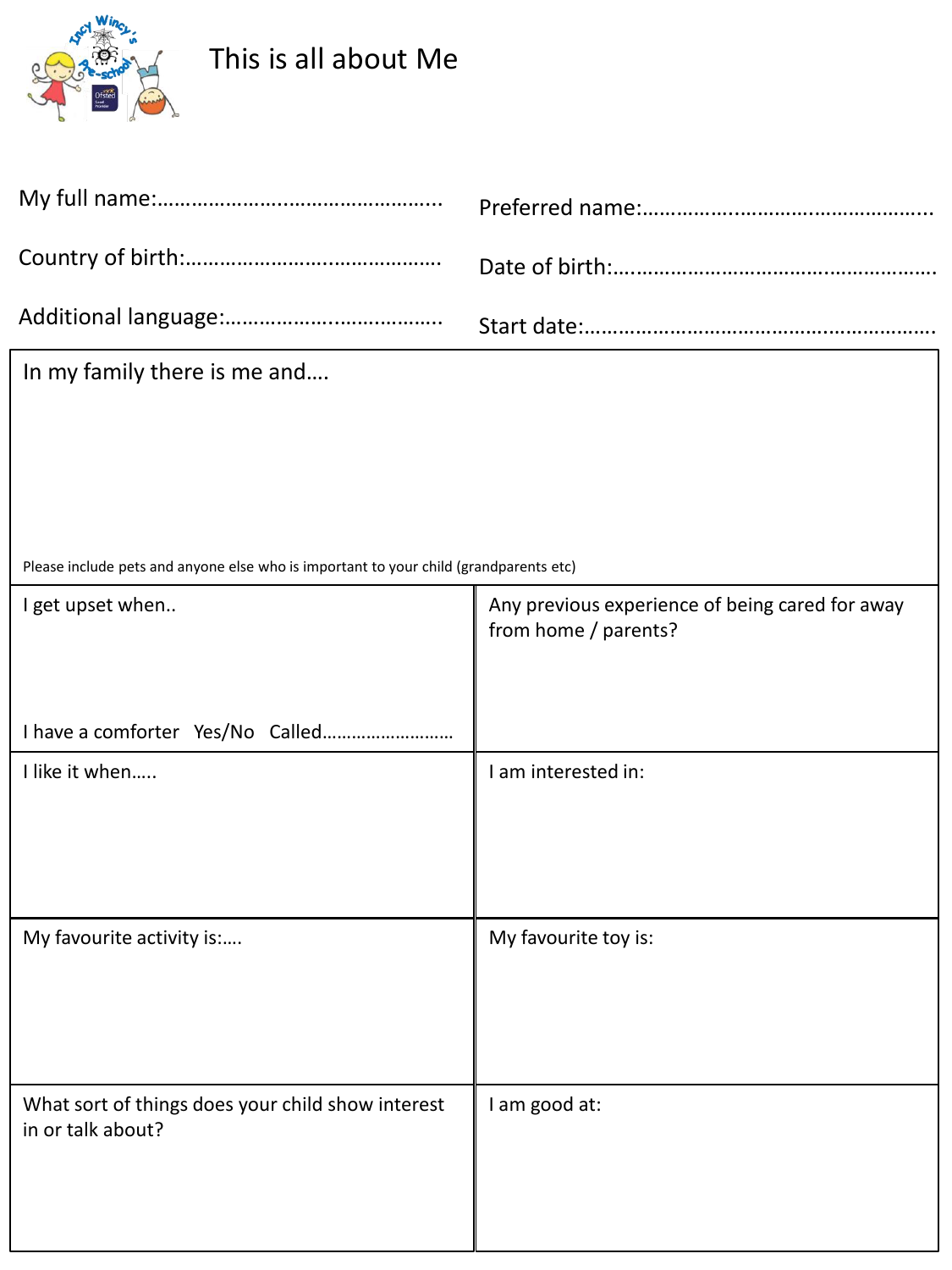# This is all about Me

My full name:…………………………………………..

Preferred name:…………….…………………………..

Country of birth:………………………..…………….

Date of birth:….………………………………..……………

Additional language:…………………..…………….

Start date:……………………………………..……………….

| In my family there is me and…. |
|---|
| Please include pets and anyone else who is important to your child (grandparents etc) |

| | |
|---|---|
| I get upset when..<br><br>I have a comforter Yes/No Called……………………. | Any previous experience of being cared for away from home / parents? |
| I like it when….. | I am interested in: |
| My favourite activity is:…. | My favourite toy is: |
| What sort of things does your child show interest in or talk about? | I am good at: |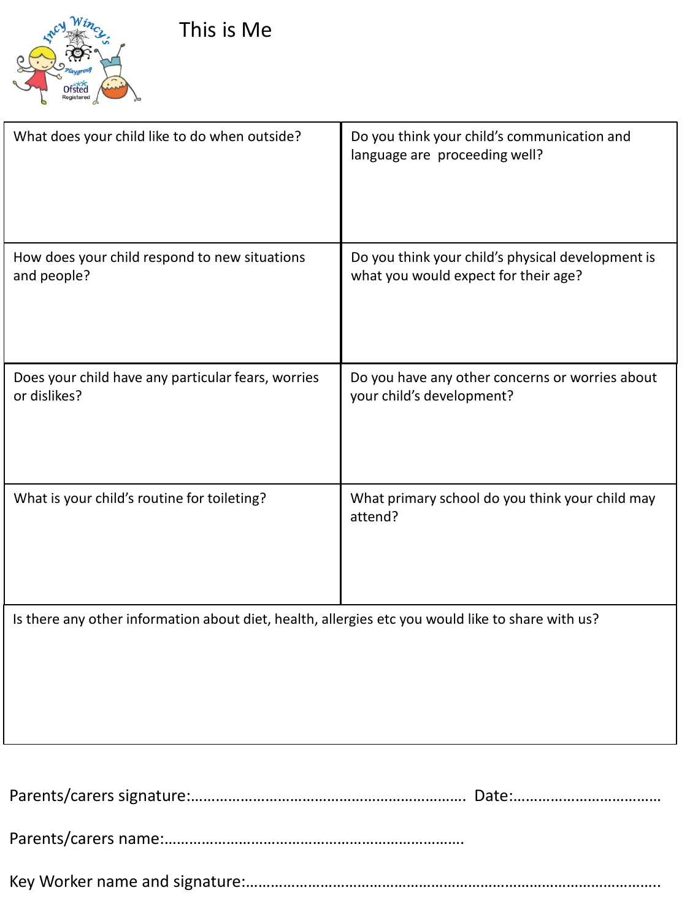# This is Me

| | |
|---|---|
| What does your child like to do when outside? | Do you think your child's communication and language are proceeding well? |
| How does your child respond to new situations and people? | Do you think your child's physical development is what you would expect for their age? |
| Does your child have any particular fears, worries or dislikes? | Do you have any other concerns or worries about your child's development? |
| What is your child's routine for toileting? | What primary school do you think your child may attend? |

| |
|---|
| Is there any other information about diet, health, allergies etc you would like to share with us? |

Parents/carers signature:………………………………………………………… Date:………………………………

Parents/carers name:……………………………………………………………….

Key Worker name and signature:……………………………………………………………………………………..